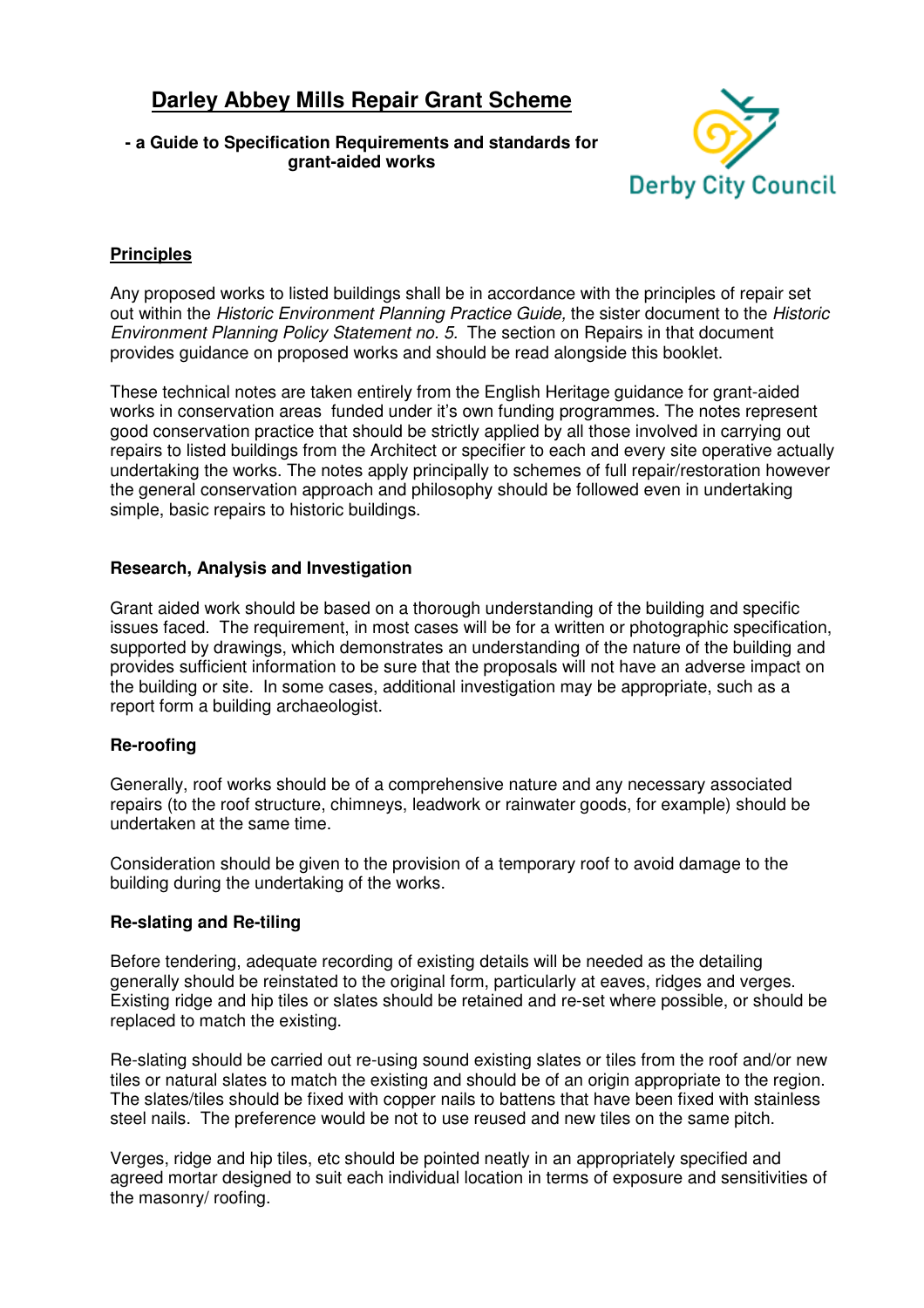# Darley Abbey Mills Repair Grant Scheme

**- a Guide to Specification Requirements and standards for grant-aided works**

Derby City Council

## Principles

Any proposed works to listed buildings shall be in accordance with the principles of repair set out within the *Historic Environment Planning Practice Guide,* the sister document to the *Historic Environment Planning Policy Statement no. 5*. The section on Repairs in that document provides guidance on proposed works and should be read alongside this booklet.

These technical notes are taken entirely from the English Heritage guidance for grant-aided works in conservation areas funded under it's own funding programmes. The notes represent good conservation practice that should be strictly applied by all those involved in carrying out repairs to listed buildings from the Architect or specifier to each and every site operative actually undertaking the works. The notes apply principally to schemes of full repair/restoration however the general conservation approach and philosophy should be followed even in undertaking simple, basic repairs to historic buildings.

### Research, Analysis and Investigation

Grant aided work should be based on a thorough understanding of the building and specific issues faced. The requirement, in most cases will be for a written or photographic specification, supported by drawings, which demonstrates an understanding of the nature of the building and provides sufficient information to be sure that the proposals will not have an adverse impact on the building or site. In some cases, additional investigation may be appropriate, such as a report form a building archaeologist.

### Re-roofing

Generally, roof works should be of a comprehensive nature and any necessary associated repairs (to the roof structure, chimneys, leadwork or rainwater goods, for example) should be undertaken at the same time.

Consideration should be given to the provision of a temporary roof to avoid damage to the building during the undertaking of the works.

### Re-slating and Re-tiling

Before tendering, adequate recording of existing details will be needed as the detailing generally should be reinstated to the original form, particularly at eaves, ridges and verges. Existing ridge and hip tiles or slates should be retained and re-set where possible, or should be replaced to match the existing.

Re-slating should be carried out re-using sound existing slates or tiles from the roof and/or new tiles or natural slates to match the existing and should be of an origin appropriate to the region. The slates/tiles should be fixed with copper nails to battens that have been fixed with stainless steel nails. The preference would be not to use reused and new tiles on the same pitch.

Verges, ridge and hip tiles, etc should be pointed neatly in an appropriately specified and agreed mortar designed to suit each individual location in terms of exposure and sensitivities of the masonry/ roofing.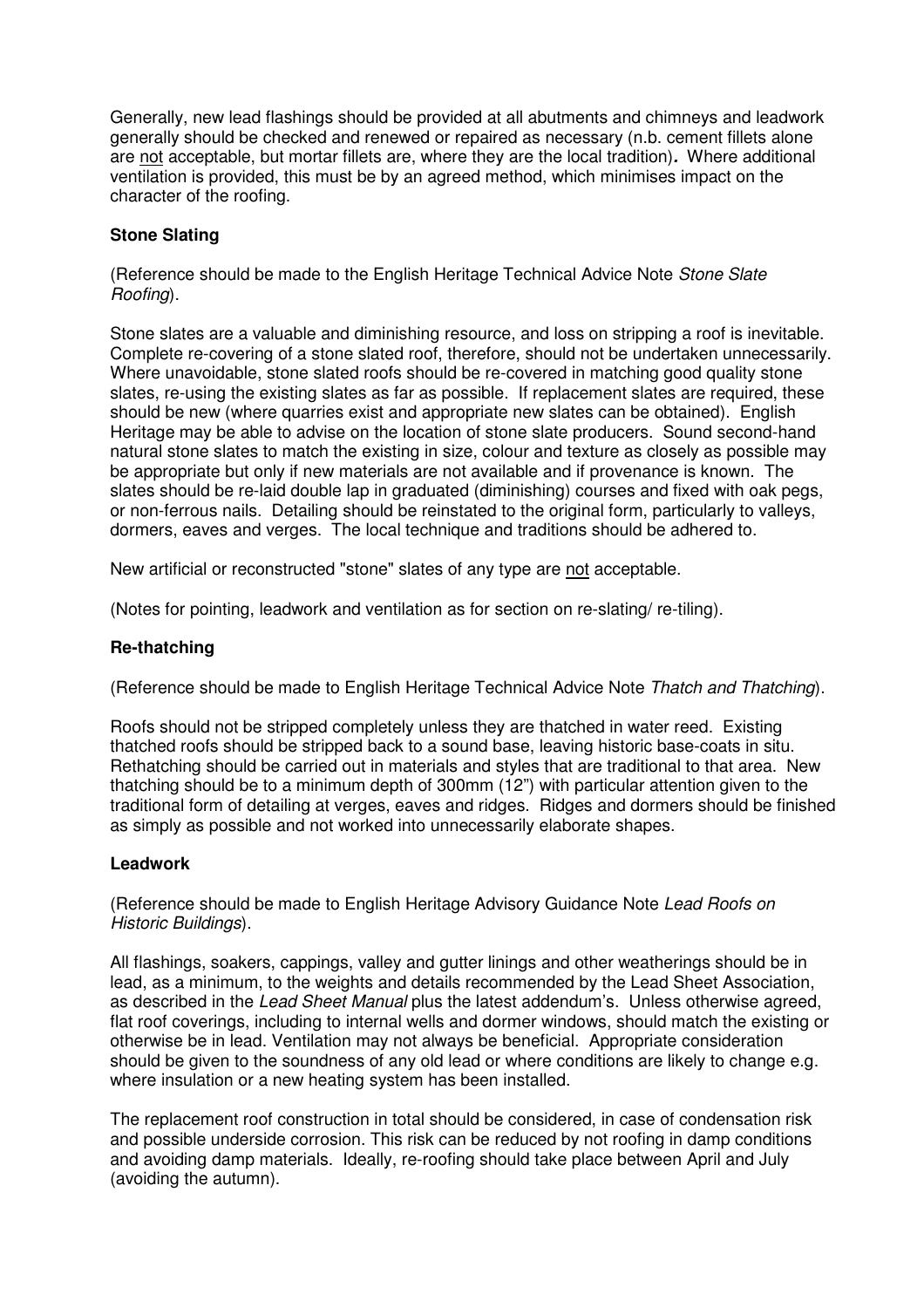Generally, new lead flashings should be provided at all abutments and chimneys and leadwork generally should be checked and renewed or repaired as necessary (n.b. cement fillets alone are not acceptable, but mortar fillets are, where they are the local tradition)**.** Where additional ventilation is provided, this must be by an agreed method, which minimises impact on the character of the roofing.

**Stone Slating**

(Reference should be made to the English Heritage Technical Advice Note *Stone Slate Roofing*).

Stone slates are a valuable and diminishing resource, and loss on stripping a roof is inevitable. Complete re-covering of a stone slated roof, therefore, should not be undertaken unnecessarily. Where unavoidable, stone slated roofs should be re-covered in matching good quality stone slates, re-using the existing slates as far as possible. If replacement slates are required, these should be new (where quarries exist and appropriate new slates can be obtained). English Heritage may be able to advise on the location of stone slate producers. Sound second-hand natural stone slates to match the existing in size, colour and texture as closely as possible may be appropriate but only if new materials are not available and if provenance is known. The slates should be re-laid double lap in graduated (diminishing) courses and fixed with oak pegs, or non-ferrous nails. Detailing should be reinstated to the original form, particularly to valleys, dormers, eaves and verges. The local technique and traditions should be adhered to.

New artificial or reconstructed "stone" slates of any type are not acceptable.

(Notes for pointing, leadwork and ventilation as for section on re-slating/ re-tiling).

**Re-thatching**

(Reference should be made to English Heritage Technical Advice Note *Thatch and Thatching*).

Roofs should not be stripped completely unless they are thatched in water reed. Existing thatched roofs should be stripped back to a sound base, leaving historic base-coats in situ. Rethatching should be carried out in materials and styles that are traditional to that area. New thatching should be to a minimum depth of 300mm (12") with particular attention given to the traditional form of detailing at verges, eaves and ridges. Ridges and dormers should be finished as simply as possible and not worked into unnecessarily elaborate shapes.

**Leadwork**

(Reference should be made to English Heritage Advisory Guidance Note *Lead Roofs on Historic Buildings*).

All flashings, soakers, cappings, valley and gutter linings and other weatherings should be in lead, as a minimum, to the weights and details recommended by the Lead Sheet Association, as described in the *Lead Sheet Manual* plus the latest addendum's. Unless otherwise agreed, flat roof coverings, including to internal wells and dormer windows, should match the existing or otherwise be in lead. Ventilation may not always be beneficial. Appropriate consideration should be given to the soundness of any old lead or where conditions are likely to change e.g. where insulation or a new heating system has been installed.

The replacement roof construction in total should be considered, in case of condensation risk and possible underside corrosion. This risk can be reduced by not roofing in damp conditions and avoiding damp materials. Ideally, re-roofing should take place between April and July (avoiding the autumn).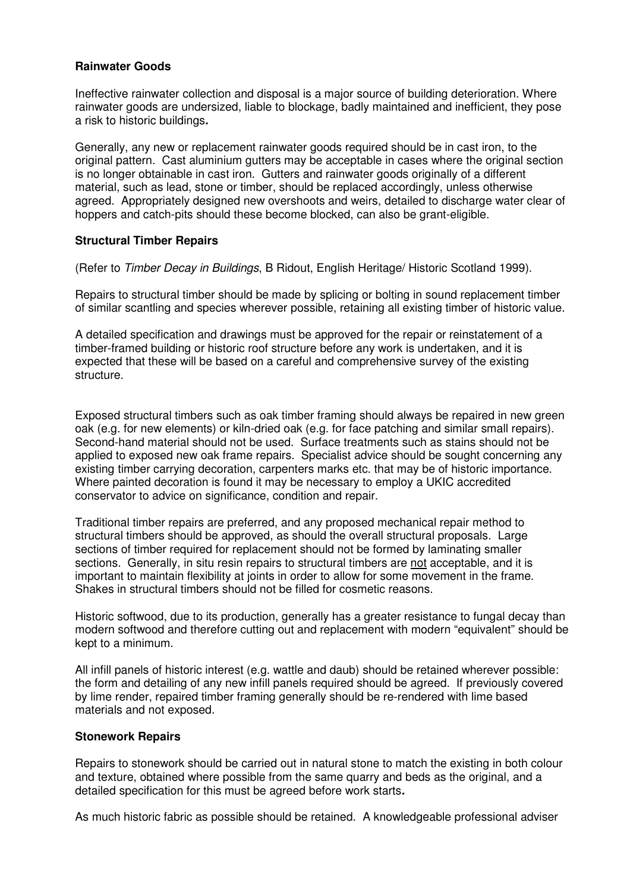**Rainwater Goods**

Ineffective rainwater collection and disposal is a major source of building deterioration. Where rainwater goods are undersized, liable to blockage, badly maintained and inefficient, they pose a risk to historic buildings**.**

Generally, any new or replacement rainwater goods required should be in cast iron, to the original pattern. Cast aluminium gutters may be acceptable in cases where the original section is no longer obtainable in cast iron. Gutters and rainwater goods originally of a different material, such as lead, stone or timber, should be replaced accordingly, unless otherwise agreed. Appropriately designed new overshoots and weirs, detailed to discharge water clear of hoppers and catch-pits should these become blocked, can also be grant-eligible.

**Structural Timber Repairs**

(Refer to *Timber Decay in Buildings*, B Ridout, English Heritage/ Historic Scotland 1999).

Repairs to structural timber should be made by splicing or bolting in sound replacement timber of similar scantling and species wherever possible, retaining all existing timber of historic value.

A detailed specification and drawings must be approved for the repair or reinstatement of a timber-framed building or historic roof structure before any work is undertaken, and it is expected that these will be based on a careful and comprehensive survey of the existing structure.

Exposed structural timbers such as oak timber framing should always be repaired in new green oak (e.g. for new elements) or kiln-dried oak (e.g. for face patching and similar small repairs). Second-hand material should not be used. Surface treatments such as stains should not be applied to exposed new oak frame repairs. Specialist advice should be sought concerning any existing timber carrying decoration, carpenters marks etc. that may be of historic importance. Where painted decoration is found it may be necessary to employ a UKIC accredited conservator to advice on significance, condition and repair.

Traditional timber repairs are preferred, and any proposed mechanical repair method to structural timbers should be approved, as should the overall structural proposals. Large sections of timber required for replacement should not be formed by laminating smaller sections. Generally, in situ resin repairs to structural timbers are <u>not</u> acceptable, and it is important to maintain flexibility at joints in order to allow for some movement in the frame. Shakes in structural timbers should not be filled for cosmetic reasons.

Historic softwood, due to its production, generally has a greater resistance to fungal decay than modern softwood and therefore cutting out and replacement with modern "equivalent" should be kept to a minimum.

All infill panels of historic interest (e.g. wattle and daub) should be retained wherever possible: the form and detailing of any new infill panels required should be agreed. If previously covered by lime render, repaired timber framing generally should be re-rendered with lime based materials and not exposed.

**Stonework Repairs**

Repairs to stonework should be carried out in natural stone to match the existing in both colour and texture, obtained where possible from the same quarry and beds as the original, and a detailed specification for this must be agreed before work starts**.**

As much historic fabric as possible should be retained. A knowledgeable professional adviser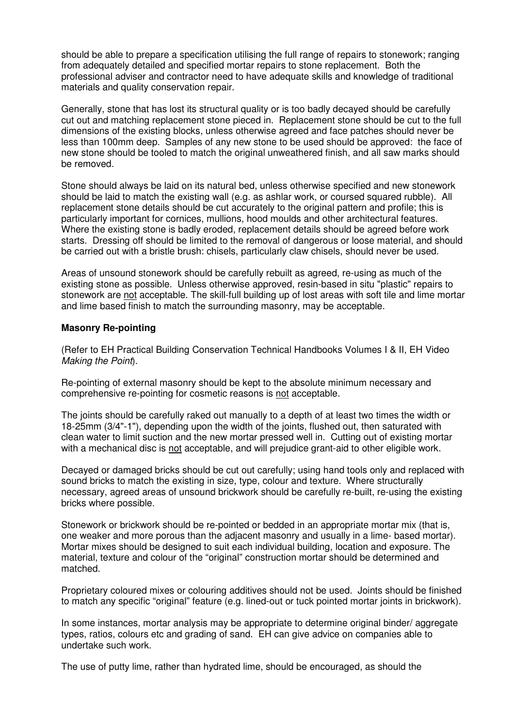should be able to prepare a specification utilising the full range of repairs to stonework; ranging from adequately detailed and specified mortar repairs to stone replacement. Both the professional adviser and contractor need to have adequate skills and knowledge of traditional materials and quality conservation repair.

Generally, stone that has lost its structural quality or is too badly decayed should be carefully cut out and matching replacement stone pieced in. Replacement stone should be cut to the full dimensions of the existing blocks, unless otherwise agreed and face patches should never be less than 100mm deep. Samples of any new stone to be used should be approved: the face of new stone should be tooled to match the original unweathered finish, and all saw marks should be removed.

Stone should always be laid on its natural bed, unless otherwise specified and new stonework should be laid to match the existing wall (e.g. as ashlar work, or coursed squared rubble). All replacement stone details should be cut accurately to the original pattern and profile; this is particularly important for cornices, mullions, hood moulds and other architectural features. Where the existing stone is badly eroded, replacement details should be agreed before work starts. Dressing off should be limited to the removal of dangerous or loose material, and should be carried out with a bristle brush: chisels, particularly claw chisels, should never be used.

Areas of unsound stonework should be carefully rebuilt as agreed, re-using as much of the existing stone as possible. Unless otherwise approved, resin-based in situ "plastic" repairs to stonework are <u>not</u> acceptable. The skill-full building up of lost areas with soft tile and lime mortar and lime based finish to match the surrounding masonry, may be acceptable.

**Masonry Re-pointing**

(Refer to EH Practical Building Conservation Technical Handbooks Volumes I & II, EH Video *Making the Point*).

Re-pointing of external masonry should be kept to the absolute minimum necessary and comprehensive re-pointing for cosmetic reasons is <u>not</u> acceptable.

The joints should be carefully raked out manually to a depth of at least two times the width or 18-25mm (3/4"-1"), depending upon the width of the joints, flushed out, then saturated with clean water to limit suction and the new mortar pressed well in. Cutting out of existing mortar with a mechanical disc is <u>not</u> acceptable, and will prejudice grant-aid to other eligible work.

Decayed or damaged bricks should be cut out carefully; using hand tools only and replaced with sound bricks to match the existing in size, type, colour and texture. Where structurally necessary, agreed areas of unsound brickwork should be carefully re-built, re-using the existing bricks where possible.

Stonework or brickwork should be re-pointed or bedded in an appropriate mortar mix (that is, one weaker and more porous than the adjacent masonry and usually in a lime- based mortar). Mortar mixes should be designed to suit each individual building, location and exposure. The material, texture and colour of the "original" construction mortar should be determined and matched.

Proprietary coloured mixes or colouring additives should not be used. Joints should be finished to match any specific "original" feature (e.g. lined-out or tuck pointed mortar joints in brickwork).

In some instances, mortar analysis may be appropriate to determine original binder/ aggregate types, ratios, colours etc and grading of sand. EH can give advice on companies able to undertake such work.

The use of putty lime, rather than hydrated lime, should be encouraged, as should the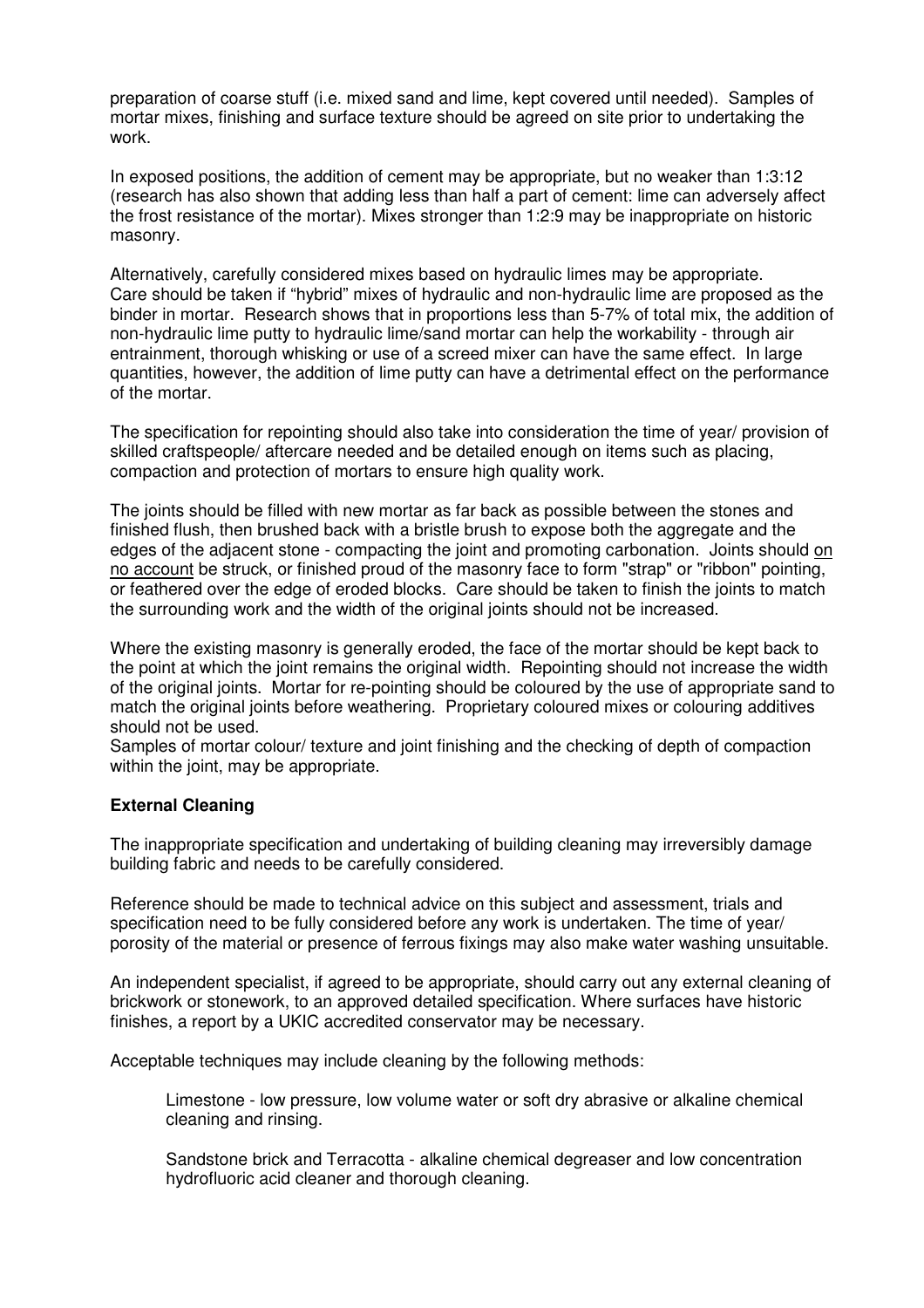preparation of coarse stuff (i.e. mixed sand and lime, kept covered until needed). Samples of mortar mixes, finishing and surface texture should be agreed on site prior to undertaking the work.

In exposed positions, the addition of cement may be appropriate, but no weaker than 1:3:12 (research has also shown that adding less than half a part of cement: lime can adversely affect the frost resistance of the mortar). Mixes stronger than 1:2:9 may be inappropriate on historic masonry.

Alternatively, carefully considered mixes based on hydraulic limes may be appropriate. Care should be taken if "hybrid" mixes of hydraulic and non-hydraulic lime are proposed as the binder in mortar. Research shows that in proportions less than 5-7% of total mix, the addition of non-hydraulic lime putty to hydraulic lime/sand mortar can help the workability - through air entrainment, thorough whisking or use of a screed mixer can have the same effect. In large quantities, however, the addition of lime putty can have a detrimental effect on the performance of the mortar.

The specification for repointing should also take into consideration the time of year/ provision of skilled craftspeople/ aftercare needed and be detailed enough on items such as placing, compaction and protection of mortars to ensure high quality work.

The joints should be filled with new mortar as far back as possible between the stones and finished flush, then brushed back with a bristle brush to expose both the aggregate and the edges of the adjacent stone - compacting the joint and promoting carbonation. Joints should <u>on no account</u> be struck, or finished proud of the masonry face to form "strap" or "ribbon" pointing, or feathered over the edge of eroded blocks. Care should be taken to finish the joints to match the surrounding work and the width of the original joints should not be increased.

Where the existing masonry is generally eroded, the face of the mortar should be kept back to the point at which the joint remains the original width. Repointing should not increase the width of the original joints. Mortar for re-pointing should be coloured by the use of appropriate sand to match the original joints before weathering. Proprietary coloured mixes or colouring additives should not be used.
Samples of mortar colour/ texture and joint finishing and the checking of depth of compaction within the joint, may be appropriate.

**External Cleaning**

The inappropriate specification and undertaking of building cleaning may irreversibly damage building fabric and needs to be carefully considered.

Reference should be made to technical advice on this subject and assessment, trials and specification need to be fully considered before any work is undertaken. The time of year/ porosity of the material or presence of ferrous fixings may also make water washing unsuitable.

An independent specialist, if agreed to be appropriate, should carry out any external cleaning of brickwork or stonework, to an approved detailed specification. Where surfaces have historic finishes, a report by a UKIC accredited conservator may be necessary.

Acceptable techniques may include cleaning by the following methods:

Limestone - low pressure, low volume water or soft dry abrasive or alkaline chemical cleaning and rinsing.

Sandstone brick and Terracotta - alkaline chemical degreaser and low concentration hydrofluoric acid cleaner and thorough cleaning.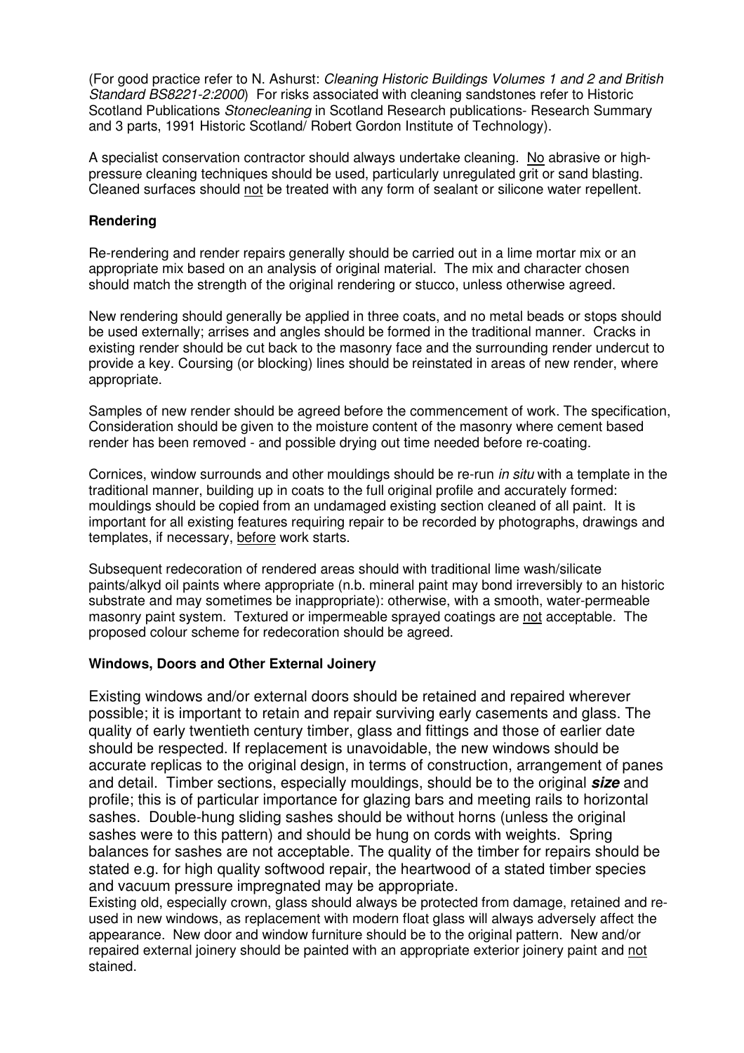(For good practice refer to N. Ashurst: *Cleaning Historic Buildings Volumes 1 and 2 and British Standard BS8221-2:2000*) For risks associated with cleaning sandstones refer to Historic Scotland Publications *Stonecleaning* in Scotland Research publications- Research Summary and 3 parts, 1991 Historic Scotland/ Robert Gordon Institute of Technology).

A specialist conservation contractor should always undertake cleaning. <u>No</u> abrasive or high-pressure cleaning techniques should be used, particularly unregulated grit or sand blasting. Cleaned surfaces should <u>not</u> be treated with any form of sealant or silicone water repellent.

**Rendering**

Re-rendering and render repairs generally should be carried out in a lime mortar mix or an appropriate mix based on an analysis of original material. The mix and character chosen should match the strength of the original rendering or stucco, unless otherwise agreed.

New rendering should generally be applied in three coats, and no metal beads or stops should be used externally; arrises and angles should be formed in the traditional manner. Cracks in existing render should be cut back to the masonry face and the surrounding render undercut to provide a key. Coursing (or blocking) lines should be reinstated in areas of new render, where appropriate.

Samples of new render should be agreed before the commencement of work. The specification, Consideration should be given to the moisture content of the masonry where cement based render has been removed - and possible drying out time needed before re-coating.

Cornices, window surrounds and other mouldings should be re-run *in situ* with a template in the traditional manner, building up in coats to the full original profile and accurately formed: mouldings should be copied from an undamaged existing section cleaned of all paint. It is important for all existing features requiring repair to be recorded by photographs, drawings and templates, if necessary, <u>before</u> work starts.

Subsequent redecoration of rendered areas should with traditional lime wash/silicate paints/alkyd oil paints where appropriate (n.b. mineral paint may bond irreversibly to an historic substrate and may sometimes be inappropriate): otherwise, with a smooth, water-permeable masonry paint system. Textured or impermeable sprayed coatings are <u>not</u> acceptable. The proposed colour scheme for redecoration should be agreed.

**Windows, Doors and Other External Joinery**

Existing windows and/or external doors should be retained and repaired wherever possible; it is important to retain and repair surviving early casements and glass. The quality of early twentieth century timber, glass and fittings and those of earlier date should be respected. If replacement is unavoidable, the new windows should be accurate replicas to the original design, in terms of construction, arrangement of panes and detail. Timber sections, especially mouldings, should be to the original ***size*** and profile; this is of particular importance for glazing bars and meeting rails to horizontal sashes. Double-hung sliding sashes should be without horns (unless the original sashes were to this pattern) and should be hung on cords with weights. Spring balances for sashes are not acceptable. The quality of the timber for repairs should be stated e.g. for high quality softwood repair, the heartwood of a stated timber species and vacuum pressure impregnated may be appropriate.

Existing old, especially crown, glass should always be protected from damage, retained and re-used in new windows, as replacement with modern float glass will always adversely affect the appearance. New door and window furniture should be to the original pattern. New and/or repaired external joinery should be painted with an appropriate exterior joinery paint and <u>not</u> stained.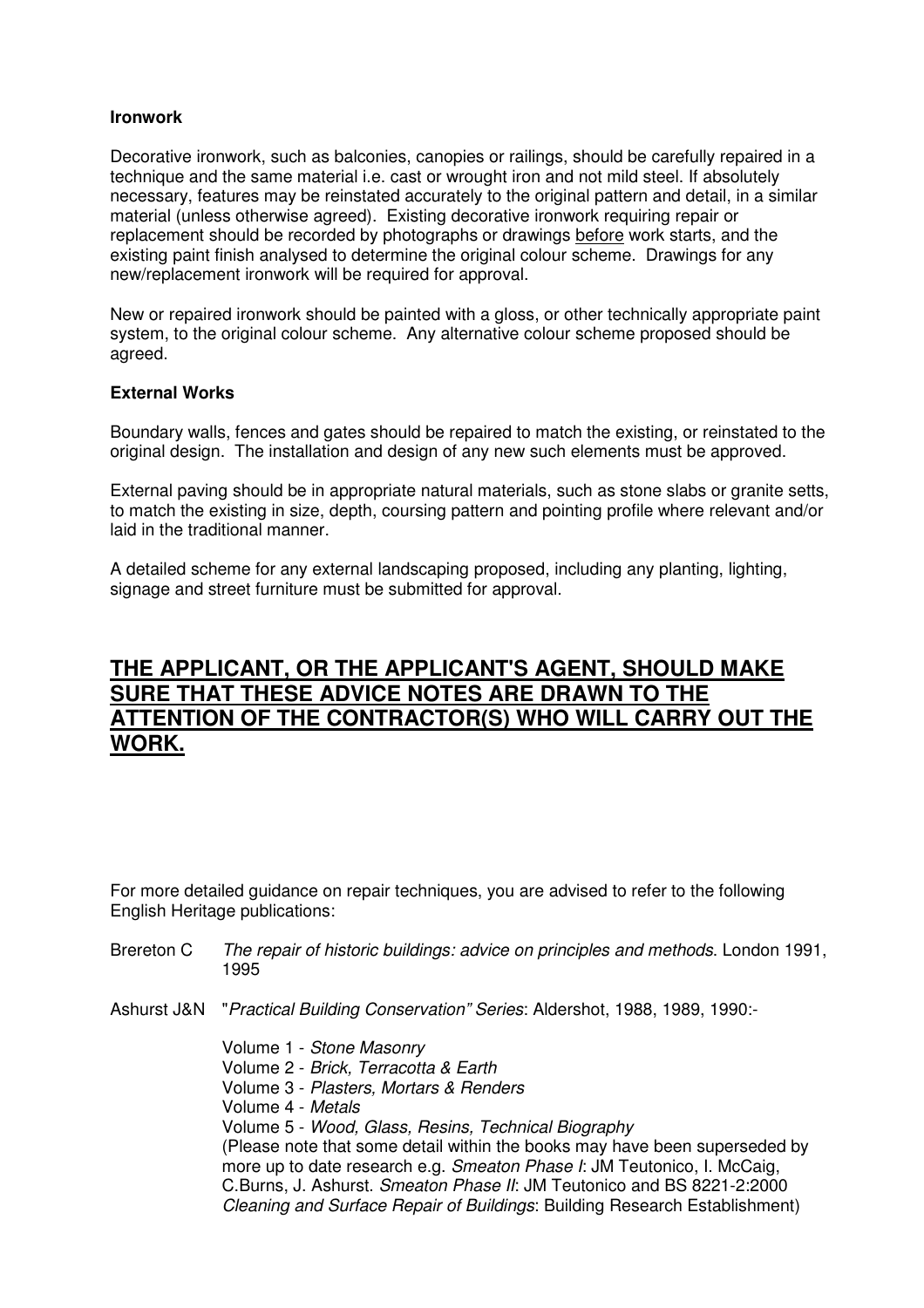**Ironwork**

Decorative ironwork, such as balconies, canopies or railings, should be carefully repaired in a technique and the same material i.e. cast or wrought iron and not mild steel. If absolutely necessary, features may be reinstated accurately to the original pattern and detail, in a similar material (unless otherwise agreed). Existing decorative ironwork requiring repair or replacement should be recorded by photographs or drawings <u>before</u> work starts, and the existing paint finish analysed to determine the original colour scheme. Drawings for any new/replacement ironwork will be required for approval.

New or repaired ironwork should be painted with a gloss, or other technically appropriate paint system, to the original colour scheme. Any alternative colour scheme proposed should be agreed.

**External Works**

Boundary walls, fences and gates should be repaired to match the existing, or reinstated to the original design. The installation and design of any new such elements must be approved.

External paving should be in appropriate natural materials, such as stone slabs or granite setts, to match the existing in size, depth, coursing pattern and pointing profile where relevant and/or laid in the traditional manner.

A detailed scheme for any external landscaping proposed, including any planting, lighting, signage and street furniture must be submitted for approval.

## <u>THE APPLICANT, OR THE APPLICANT'S AGENT, SHOULD MAKE SURE THAT THESE ADVICE NOTES ARE DRAWN TO THE ATTENTION OF THE CONTRACTOR(S) WHO WILL CARRY OUT THE WORK.</u>

For more detailed guidance on repair techniques, you are advised to refer to the following English Heritage publications:

Brereton C *The repair of historic buildings: advice on principles and methods*. London 1991, 1995

Ashurst J&N "*Practical Building Conservation" Series*: Aldershot, 1988, 1989, 1990:-

Volume 1 - *Stone Masonry*
Volume 2 - *Brick, Terracotta & Earth*
Volume 3 - *Plasters, Mortars & Renders*
Volume 4 - *Metals*
Volume 5 - *Wood, Glass, Resins, Technical Biography*
(Please note that some detail within the books may have been superseded by more up to date research e.g. *Smeaton Phase I*: JM Teutonico, I. McCaig, C.Burns, J. Ashurst. *Smeaton Phase II*: JM Teutonico and BS 8221-2:2000 *Cleaning and Surface Repair of Buildings*: Building Research Establishment)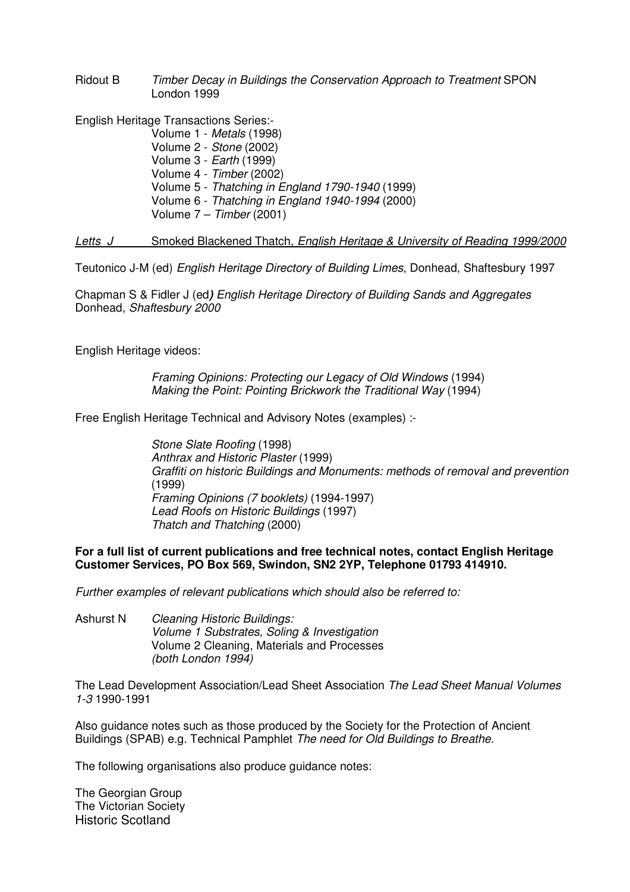Ridout B *Timber Decay in Buildings the Conservation Approach to Treatment* SPON London 1999

English Heritage Transactions Series:-

Volume 1 - *Metals* (1998)
Volume 2 - *Stone* (2002)
Volume 3 - *Earth* (1999)
Volume 4 - *Timber* (2002)
Volume 5 - *Thatching in England 1790-1940* (1999)
Volume 6 - *Thatching in England 1940-1994* (2000)
Volume 7 – *Timber* (2001)

*Letts J* Smoked Blackened Thatch, *English Heritage & University of Reading 1999/2000*

Teutonico J-M (ed) *English Heritage Directory of Building Limes*, Donhead, Shaftesbury 1997

Chapman S & Fidler J (ed) *English Heritage Directory of Building Sands and Aggregates* Donhead, *Shaftesbury 2000*

English Heritage videos:

*Framing Opinions: Protecting our Legacy of Old Windows* (1994)
*Making the Point: Pointing Brickwork the Traditional Way* (1994)

Free English Heritage Technical and Advisory Notes (examples) :-

*Stone Slate Roofing* (1998)
*Anthrax and Historic Plaster* (1999)
*Graffiti on historic Buildings and Monuments: methods of removal and prevention* (1999)
*Framing Opinions (7 booklets)* (1994-1997)
*Lead Roofs on Historic Buildings* (1997)
*Thatch and Thatching* (2000)

**For a full list of current publications and free technical notes, contact English Heritage Customer Services, PO Box 569, Swindon, SN2 2YP, Telephone 01793 414910.**

*Further examples of relevant publications which should also be referred to:*

Ashurst N *Cleaning Historic Buildings:*
*Volume 1 Substrates, Soling & Investigation*
Volume 2 Cleaning, Materials and Processes
*(both London 1994)*

The Lead Development Association/Lead Sheet Association *The Lead Sheet Manual Volumes 1-3* 1990-1991

Also guidance notes such as those produced by the Society for the Protection of Ancient Buildings (SPAB) e.g. Technical Pamphlet *The need for Old Buildings to Breathe.*

The following organisations also produce guidance notes:

The Georgian Group
The Victorian Society
Historic Scotland